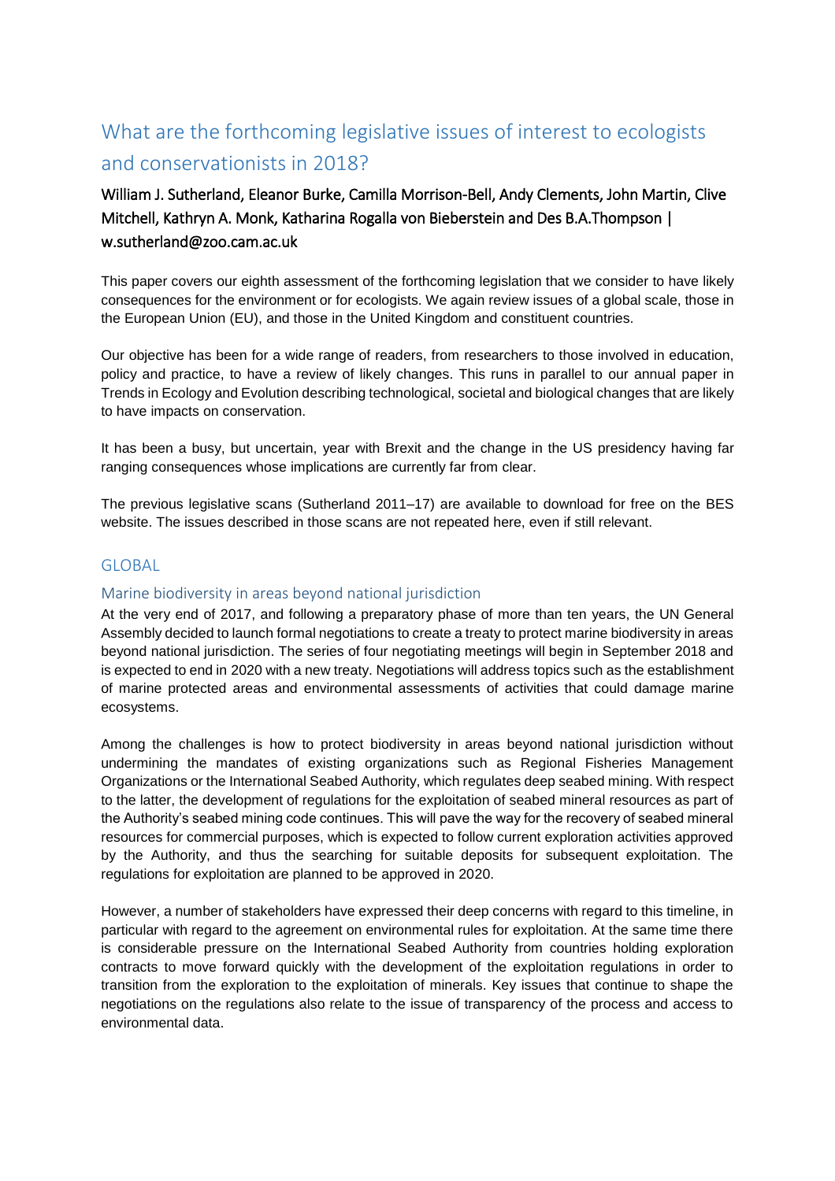# What are the forthcoming legislative issues of interest to ecologists and conservationists in 2018?

William J. Sutherland, Eleanor Burke, Camilla Morrison-Bell, Andy Clements, John Martin, Clive Mitchell, Kathryn A. Monk, Katharina Rogalla von Bieberstein and Des B.A.Thompson | w.sutherland@zoo.cam.ac.uk

This paper covers our eighth assessment of the forthcoming legislation that we consider to have likely consequences for the environment or for ecologists. We again review issues of a global scale, those in the European Union (EU), and those in the United Kingdom and constituent countries.

Our objective has been for a wide range of readers, from researchers to those involved in education, policy and practice, to have a review of likely changes. This runs in parallel to our annual paper in Trends in Ecology and Evolution describing technological, societal and biological changes that are likely to have impacts on conservation.

It has been a busy, but uncertain, year with Brexit and the change in the US presidency having far ranging consequences whose implications are currently far from clear.

The previous legislative scans (Sutherland 2011–17) are available to download for free on the BES website. The issues described in those scans are not repeated here, even if still relevant.

## GLOBAL

### Marine biodiversity in areas beyond national jurisdiction

At the very end of 2017, and following a preparatory phase of more than ten years, the UN General Assembly decided to launch formal negotiations to create a treaty to protect marine biodiversity in areas beyond national jurisdiction. The series of four negotiating meetings will begin in September 2018 and is expected to end in 2020 with a new treaty. Negotiations will address topics such as the establishment of marine protected areas and environmental assessments of activities that could damage marine ecosystems.

Among the challenges is how to protect biodiversity in areas beyond national jurisdiction without undermining the mandates of existing organizations such as Regional Fisheries Management Organizations or the International Seabed Authority, which regulates deep seabed mining. With respect to the latter, the development of regulations for the exploitation of seabed mineral resources as part of the Authority's seabed mining code continues. This will pave the way for the recovery of seabed mineral resources for commercial purposes, which is expected to follow current exploration activities approved by the Authority, and thus the searching for suitable deposits for subsequent exploitation. The regulations for exploitation are planned to be approved in 2020.

However, a number of stakeholders have expressed their deep concerns with regard to this timeline, in particular with regard to the agreement on environmental rules for exploitation. At the same time there is considerable pressure on the International Seabed Authority from countries holding exploration contracts to move forward quickly with the development of the exploitation regulations in order to transition from the exploration to the exploitation of minerals. Key issues that continue to shape the negotiations on the regulations also relate to the issue of transparency of the process and access to environmental data.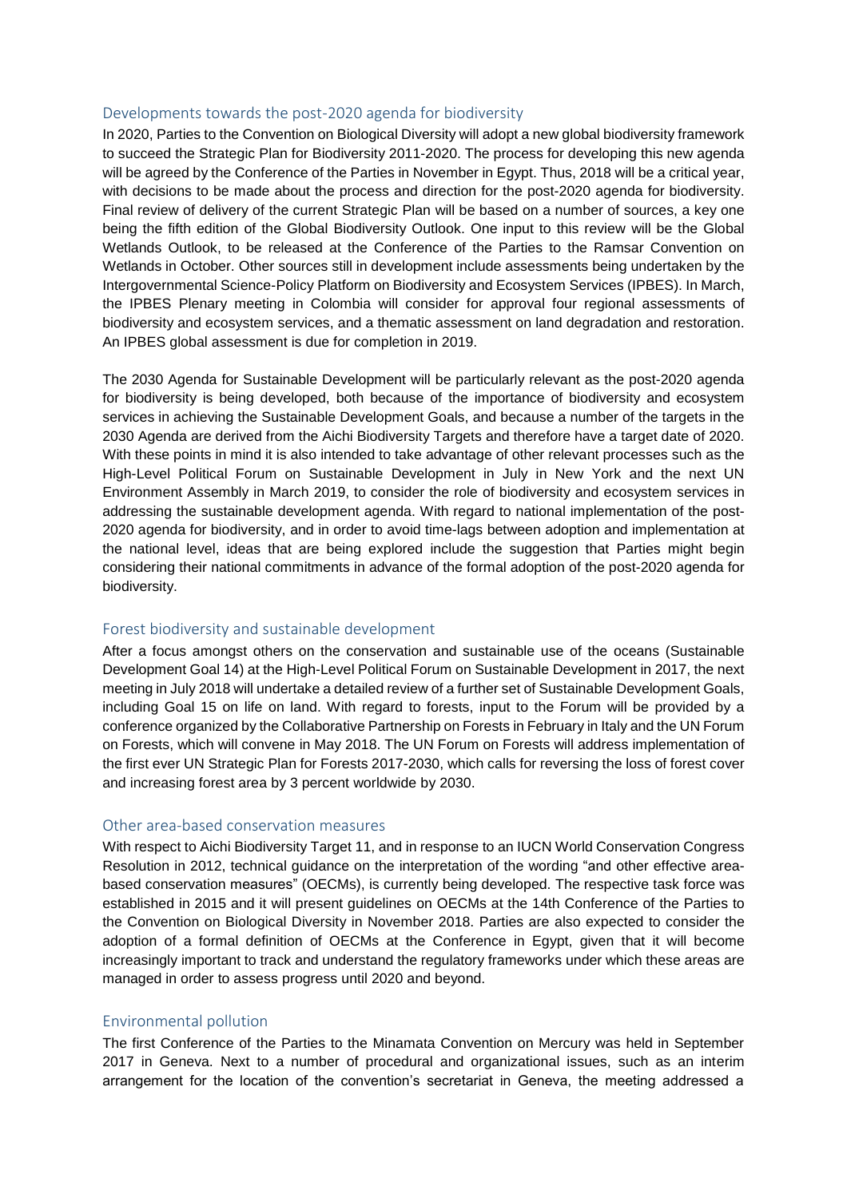## Developments towards the post-2020 agenda for biodiversity

In 2020, Parties to the Convention on Biological Diversity will adopt a new global biodiversity framework to succeed the Strategic Plan for Biodiversity 2011-2020. The process for developing this new agenda will be agreed by the Conference of the Parties in November in Egypt. Thus, 2018 will be a critical year, with decisions to be made about the process and direction for the post-2020 agenda for biodiversity. Final review of delivery of the current Strategic Plan will be based on a number of sources, a key one being the fifth edition of the Global Biodiversity Outlook. One input to this review will be the Global Wetlands Outlook, to be released at the Conference of the Parties to the Ramsar Convention on Wetlands in October. Other sources still in development include assessments being undertaken by the Intergovernmental Science-Policy Platform on Biodiversity and Ecosystem Services (IPBES). In March, the IPBES Plenary meeting in Colombia will consider for approval four regional assessments of biodiversity and ecosystem services, and a thematic assessment on land degradation and restoration. An IPBES global assessment is due for completion in 2019.

The 2030 Agenda for Sustainable Development will be particularly relevant as the post-2020 agenda for biodiversity is being developed, both because of the importance of biodiversity and ecosystem services in achieving the Sustainable Development Goals, and because a number of the targets in the 2030 Agenda are derived from the Aichi Biodiversity Targets and therefore have a target date of 2020. With these points in mind it is also intended to take advantage of other relevant processes such as the High-Level Political Forum on Sustainable Development in July in New York and the next UN Environment Assembly in March 2019, to consider the role of biodiversity and ecosystem services in addressing the sustainable development agenda. With regard to national implementation of the post-2020 agenda for biodiversity, and in order to avoid time-lags between adoption and implementation at the national level, ideas that are being explored include the suggestion that Parties might begin considering their national commitments in advance of the formal adoption of the post-2020 agenda for biodiversity.

## Forest biodiversity and sustainable development

After a focus amongst others on the conservation and sustainable use of the oceans (Sustainable Development Goal 14) at the High-Level Political Forum on Sustainable Development in 2017, the next meeting in July 2018 will undertake a detailed review of a further set of Sustainable Development Goals, including Goal 15 on life on land. With regard to forests, input to the Forum will be provided by a conference organized by the Collaborative Partnership on Forests in February in Italy and the UN Forum on Forests, which will convene in May 2018. The UN Forum on Forests will address implementation of the first ever UN Strategic Plan for Forests 2017-2030, which calls for reversing the loss of forest cover and increasing forest area by 3 percent worldwide by 2030.

## Other area-based conservation measures

With respect to Aichi Biodiversity Target 11, and in response to an IUCN World Conservation Congress Resolution in 2012, technical guidance on the interpretation of the wording "and other effective area-based conservation measures" (OECMs), is currently being developed. The respective task force was established in 2015 and it will present guidelines on OECMs at the 14th Conference of the Parties to the Convention on Biological Diversity in November 2018. Parties are also expected to consider the adoption of a formal definition of OECMs at the Conference in Egypt, given that it will become increasingly important to track and understand the regulatory frameworks under which these areas are managed in order to assess progress until 2020 and beyond.

## Environmental pollution

The first Conference of the Parties to the Minamata Convention on Mercury was held in September 2017 in Geneva. Next to a number of procedural and organizational issues, such as an interim arrangement for the location of the convention's secretariat in Geneva, the meeting addressed a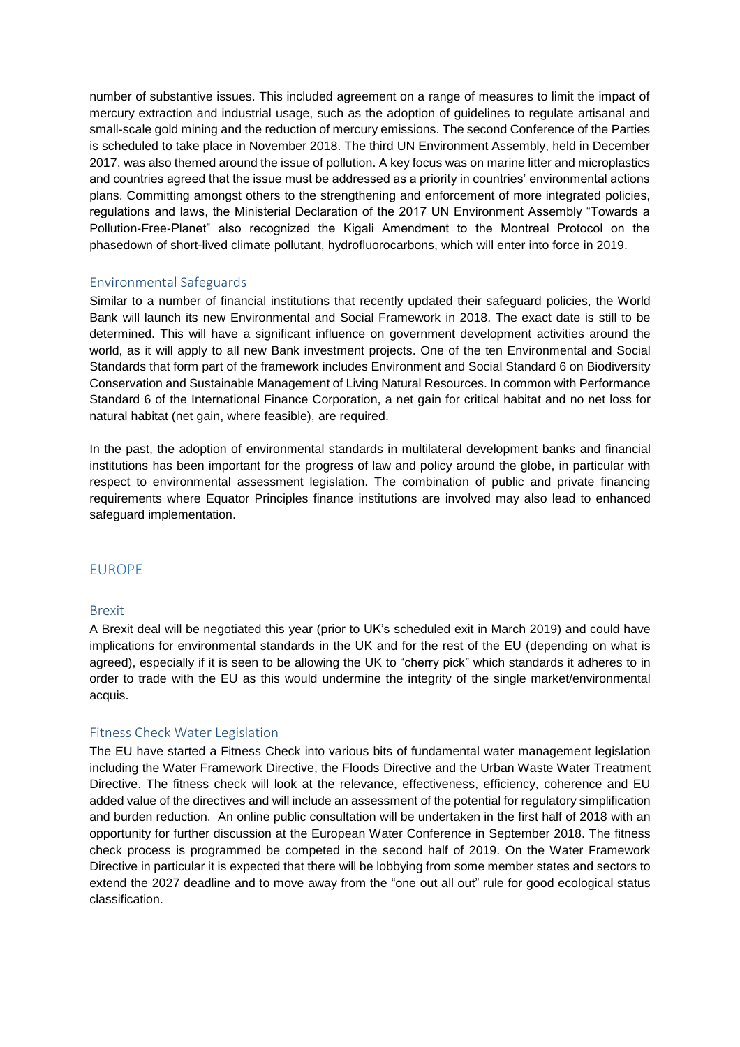number of substantive issues. This included agreement on a range of measures to limit the impact of mercury extraction and industrial usage, such as the adoption of guidelines to regulate artisanal and small-scale gold mining and the reduction of mercury emissions. The second Conference of the Parties is scheduled to take place in November 2018. The third UN Environment Assembly, held in December 2017, was also themed around the issue of pollution. A key focus was on marine litter and microplastics and countries agreed that the issue must be addressed as a priority in countries' environmental actions plans. Committing amongst others to the strengthening and enforcement of more integrated policies, regulations and laws, the Ministerial Declaration of the 2017 UN Environment Assembly "Towards a Pollution-Free-Planet" also recognized the Kigali Amendment to the Montreal Protocol on the phasedown of short-lived climate pollutant, hydrofluorocarbons, which will enter into force in 2019.

### Environmental Safeguards

Similar to a number of financial institutions that recently updated their safeguard policies, the World Bank will launch its new Environmental and Social Framework in 2018. The exact date is still to be determined. This will have a significant influence on government development activities around the world, as it will apply to all new Bank investment projects. One of the ten Environmental and Social Standards that form part of the framework includes Environment and Social Standard 6 on Biodiversity Conservation and Sustainable Management of Living Natural Resources. In common with Performance Standard 6 of the International Finance Corporation, a net gain for critical habitat and no net loss for natural habitat (net gain, where feasible), are required.

In the past, the adoption of environmental standards in multilateral development banks and financial institutions has been important for the progress of law and policy around the globe, in particular with respect to environmental assessment legislation. The combination of public and private financing requirements where Equator Principles finance institutions are involved may also lead to enhanced safeguard implementation.

## EUROPE

### Brexit

A Brexit deal will be negotiated this year (prior to UK's scheduled exit in March 2019) and could have implications for environmental standards in the UK and for the rest of the EU (depending on what is agreed), especially if it is seen to be allowing the UK to "cherry pick" which standards it adheres to in order to trade with the EU as this would undermine the integrity of the single market/environmental acquis.

### Fitness Check Water Legislation

The EU have started a Fitness Check into various bits of fundamental water management legislation including the Water Framework Directive, the Floods Directive and the Urban Waste Water Treatment Directive. The fitness check will look at the relevance, effectiveness, efficiency, coherence and EU added value of the directives and will include an assessment of the potential for regulatory simplification and burden reduction. An online public consultation will be undertaken in the first half of 2018 with an opportunity for further discussion at the European Water Conference in September 2018. The fitness check process is programmed be competed in the second half of 2019. On the Water Framework Directive in particular it is expected that there will be lobbying from some member states and sectors to extend the 2027 deadline and to move away from the "one out all out" rule for good ecological status classification.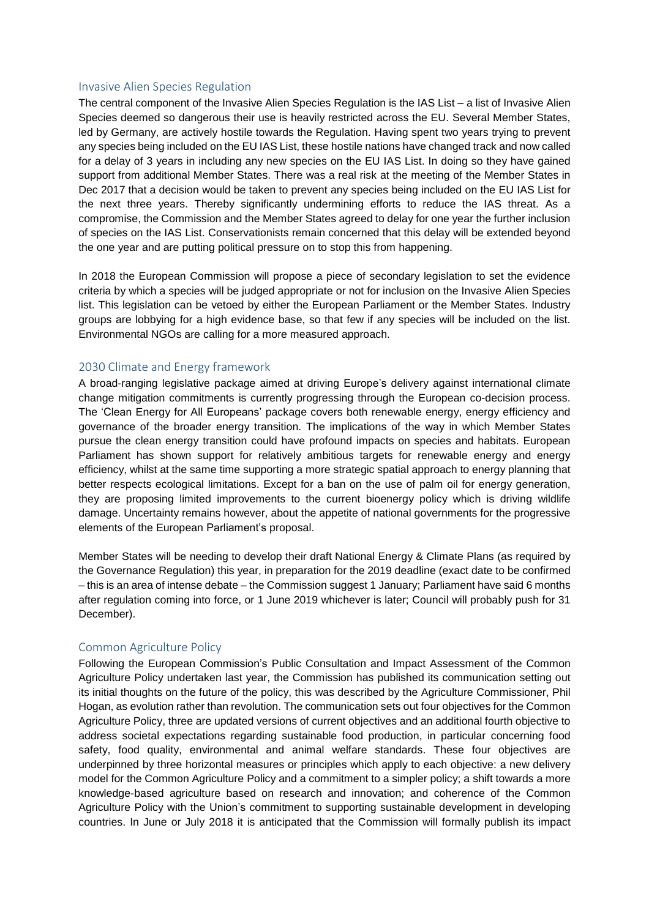## Invasive Alien Species Regulation

The central component of the Invasive Alien Species Regulation is the IAS List – a list of Invasive Alien Species deemed so dangerous their use is heavily restricted across the EU. Several Member States, led by Germany, are actively hostile towards the Regulation. Having spent two years trying to prevent any species being included on the EU IAS List, these hostile nations have changed track and now called for a delay of 3 years in including any new species on the EU IAS List. In doing so they have gained support from additional Member States. There was a real risk at the meeting of the Member States in Dec 2017 that a decision would be taken to prevent any species being included on the EU IAS List for the next three years. Thereby significantly undermining efforts to reduce the IAS threat. As a compromise, the Commission and the Member States agreed to delay for one year the further inclusion of species on the IAS List. Conservationists remain concerned that this delay will be extended beyond the one year and are putting political pressure on to stop this from happening.

In 2018 the European Commission will propose a piece of secondary legislation to set the evidence criteria by which a species will be judged appropriate or not for inclusion on the Invasive Alien Species list. This legislation can be vetoed by either the European Parliament or the Member States. Industry groups are lobbying for a high evidence base, so that few if any species will be included on the list. Environmental NGOs are calling for a more measured approach.

## 2030 Climate and Energy framework

A broad-ranging legislative package aimed at driving Europe's delivery against international climate change mitigation commitments is currently progressing through the European co-decision process. The 'Clean Energy for All Europeans' package covers both renewable energy, energy efficiency and governance of the broader energy transition. The implications of the way in which Member States pursue the clean energy transition could have profound impacts on species and habitats. European Parliament has shown support for relatively ambitious targets for renewable energy and energy efficiency, whilst at the same time supporting a more strategic spatial approach to energy planning that better respects ecological limitations. Except for a ban on the use of palm oil for energy generation, they are proposing limited improvements to the current bioenergy policy which is driving wildlife damage. Uncertainty remains however, about the appetite of national governments for the progressive elements of the European Parliament's proposal.

Member States will be needing to develop their draft National Energy & Climate Plans (as required by the Governance Regulation) this year, in preparation for the 2019 deadline (exact date to be confirmed – this is an area of intense debate – the Commission suggest 1 January; Parliament have said 6 months after regulation coming into force, or 1 June 2019 whichever is later; Council will probably push for 31 December).

## Common Agriculture Policy

Following the European Commission's Public Consultation and Impact Assessment of the Common Agriculture Policy undertaken last year, the Commission has published its communication setting out its initial thoughts on the future of the policy, this was described by the Agriculture Commissioner, Phil Hogan, as evolution rather than revolution. The communication sets out four objectives for the Common Agriculture Policy, three are updated versions of current objectives and an additional fourth objective to address societal expectations regarding sustainable food production, in particular concerning food safety, food quality, environmental and animal welfare standards. These four objectives are underpinned by three horizontal measures or principles which apply to each objective: a new delivery model for the Common Agriculture Policy and a commitment to a simpler policy; a shift towards a more knowledge-based agriculture based on research and innovation; and coherence of the Common Agriculture Policy with the Union's commitment to supporting sustainable development in developing countries. In June or July 2018 it is anticipated that the Commission will formally publish its impact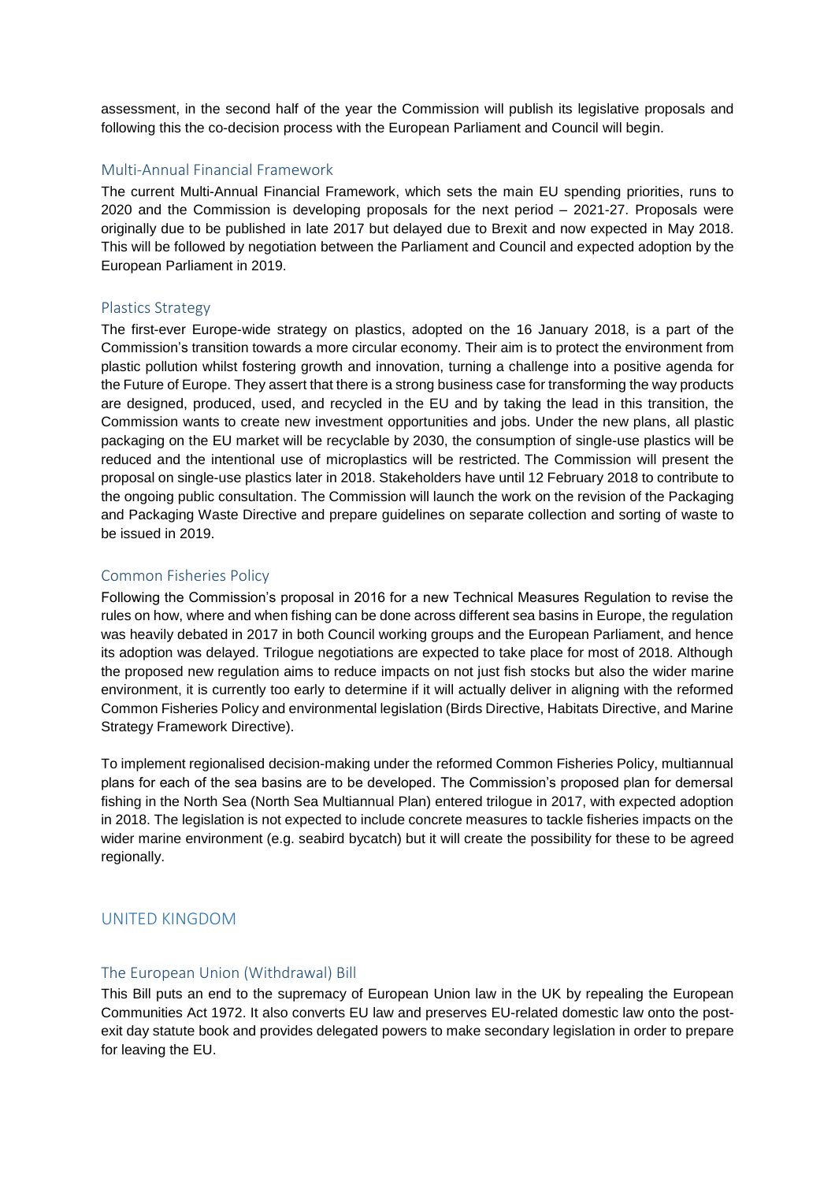assessment, in the second half of the year the Commission will publish its legislative proposals and following this the co-decision process with the European Parliament and Council will begin.

### Multi-Annual Financial Framework

The current Multi-Annual Financial Framework, which sets the main EU spending priorities, runs to 2020 and the Commission is developing proposals for the next period – 2021-27. Proposals were originally due to be published in late 2017 but delayed due to Brexit and now expected in May 2018. This will be followed by negotiation between the Parliament and Council and expected adoption by the European Parliament in 2019.

### Plastics Strategy

The first-ever Europe-wide strategy on plastics, adopted on the 16 January 2018, is a part of the Commission's transition towards a more circular economy. Their aim is to protect the environment from plastic pollution whilst fostering growth and innovation, turning a challenge into a positive agenda for the Future of Europe. They assert that there is a strong business case for transforming the way products are designed, produced, used, and recycled in the EU and by taking the lead in this transition, the Commission wants to create new investment opportunities and jobs. Under the new plans, all plastic packaging on the EU market will be recyclable by 2030, the consumption of single-use plastics will be reduced and the intentional use of microplastics will be restricted. The Commission will present the proposal on single-use plastics later in 2018. Stakeholders have until 12 February 2018 to contribute to the ongoing public consultation. The Commission will launch the work on the revision of the Packaging and Packaging Waste Directive and prepare guidelines on separate collection and sorting of waste to be issued in 2019.

### Common Fisheries Policy

Following the Commission's proposal in 2016 for a new Technical Measures Regulation to revise the rules on how, where and when fishing can be done across different sea basins in Europe, the regulation was heavily debated in 2017 in both Council working groups and the European Parliament, and hence its adoption was delayed. Trilogue negotiations are expected to take place for most of 2018. Although the proposed new regulation aims to reduce impacts on not just fish stocks but also the wider marine environment, it is currently too early to determine if it will actually deliver in aligning with the reformed Common Fisheries Policy and environmental legislation (Birds Directive, Habitats Directive, and Marine Strategy Framework Directive).

To implement regionalised decision-making under the reformed Common Fisheries Policy, multiannual plans for each of the sea basins are to be developed. The Commission's proposed plan for demersal fishing in the North Sea (North Sea Multiannual Plan) entered trilogue in 2017, with expected adoption in 2018. The legislation is not expected to include concrete measures to tackle fisheries impacts on the wider marine environment (e.g. seabird bycatch) but it will create the possibility for these to be agreed regionally.

## UNITED KINGDOM

### The European Union (Withdrawal) Bill

This Bill puts an end to the supremacy of European Union law in the UK by repealing the European Communities Act 1972. It also converts EU law and preserves EU-related domestic law onto the post-exit day statute book and provides delegated powers to make secondary legislation in order to prepare for leaving the EU.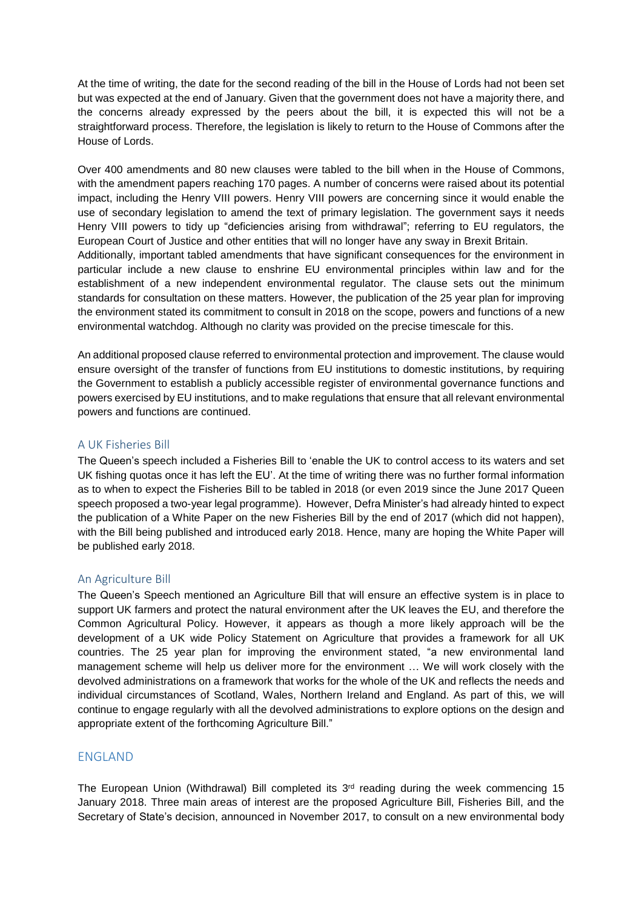At the time of writing, the date for the second reading of the bill in the House of Lords had not been set but was expected at the end of January. Given that the government does not have a majority there, and the concerns already expressed by the peers about the bill, it is expected this will not be a straightforward process. Therefore, the legislation is likely to return to the House of Commons after the House of Lords.

Over 400 amendments and 80 new clauses were tabled to the bill when in the House of Commons, with the amendment papers reaching 170 pages. A number of concerns were raised about its potential impact, including the Henry VIII powers. Henry VIII powers are concerning since it would enable the use of secondary legislation to amend the text of primary legislation. The government says it needs Henry VIII powers to tidy up "deficiencies arising from withdrawal"; referring to EU regulators, the European Court of Justice and other entities that will no longer have any sway in Brexit Britain.
Additionally, important tabled amendments that have significant consequences for the environment in particular include a new clause to enshrine EU environmental principles within law and for the establishment of a new independent environmental regulator. The clause sets out the minimum standards for consultation on these matters. However, the publication of the 25 year plan for improving the environment stated its commitment to consult in 2018 on the scope, powers and functions of a new environmental watchdog. Although no clarity was provided on the precise timescale for this.

An additional proposed clause referred to environmental protection and improvement. The clause would ensure oversight of the transfer of functions from EU institutions to domestic institutions, by requiring the Government to establish a publicly accessible register of environmental governance functions and powers exercised by EU institutions, and to make regulations that ensure that all relevant environmental powers and functions are continued.

### A UK Fisheries Bill

The Queen's speech included a Fisheries Bill to 'enable the UK to control access to its waters and set UK fishing quotas once it has left the EU'. At the time of writing there was no further formal information as to when to expect the Fisheries Bill to be tabled in 2018 (or even 2019 since the June 2017 Queen speech proposed a two-year legal programme). However, Defra Minister's had already hinted to expect the publication of a White Paper on the new Fisheries Bill by the end of 2017 (which did not happen), with the Bill being published and introduced early 2018. Hence, many are hoping the White Paper will be published early 2018.

### An Agriculture Bill

The Queen's Speech mentioned an Agriculture Bill that will ensure an effective system is in place to support UK farmers and protect the natural environment after the UK leaves the EU, and therefore the Common Agricultural Policy. However, it appears as though a more likely approach will be the development of a UK wide Policy Statement on Agriculture that provides a framework for all UK countries. The 25 year plan for improving the environment stated, "a new environmental land management scheme will help us deliver more for the environment … We will work closely with the devolved administrations on a framework that works for the whole of the UK and reflects the needs and individual circumstances of Scotland, Wales, Northern Ireland and England. As part of this, we will continue to engage regularly with all the devolved administrations to explore options on the design and appropriate extent of the forthcoming Agriculture Bill."

## ENGLAND

The European Union (Withdrawal) Bill completed its 3rd reading during the week commencing 15 January 2018. Three main areas of interest are the proposed Agriculture Bill, Fisheries Bill, and the Secretary of State's decision, announced in November 2017, to consult on a new environmental body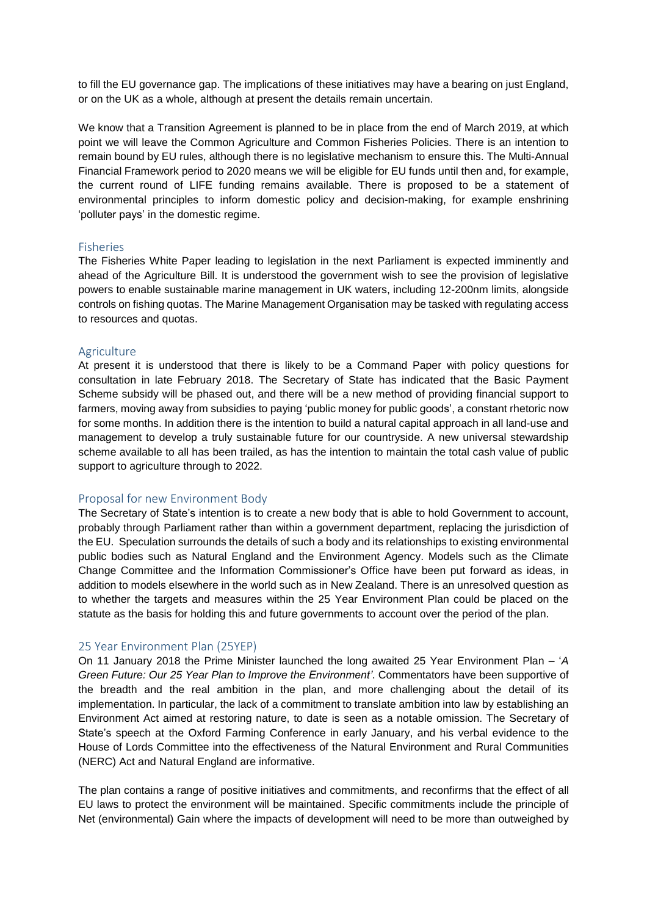to fill the EU governance gap. The implications of these initiatives may have a bearing on just England, or on the UK as a whole, although at present the details remain uncertain.

We know that a Transition Agreement is planned to be in place from the end of March 2019, at which point we will leave the Common Agriculture and Common Fisheries Policies. There is an intention to remain bound by EU rules, although there is no legislative mechanism to ensure this. The Multi-Annual Financial Framework period to 2020 means we will be eligible for EU funds until then and, for example, the current round of LIFE funding remains available. There is proposed to be a statement of environmental principles to inform domestic policy and decision-making, for example enshrining 'polluter pays' in the domestic regime.

## Fisheries

The Fisheries White Paper leading to legislation in the next Parliament is expected imminently and ahead of the Agriculture Bill. It is understood the government wish to see the provision of legislative powers to enable sustainable marine management in UK waters, including 12-200nm limits, alongside controls on fishing quotas. The Marine Management Organisation may be tasked with regulating access to resources and quotas.

## Agriculture

At present it is understood that there is likely to be a Command Paper with policy questions for consultation in late February 2018. The Secretary of State has indicated that the Basic Payment Scheme subsidy will be phased out, and there will be a new method of providing financial support to farmers, moving away from subsidies to paying 'public money for public goods', a constant rhetoric now for some months. In addition there is the intention to build a natural capital approach in all land-use and management to develop a truly sustainable future for our countryside. A new universal stewardship scheme available to all has been trailed, as has the intention to maintain the total cash value of public support to agriculture through to 2022.

## Proposal for new Environment Body

The Secretary of State's intention is to create a new body that is able to hold Government to account, probably through Parliament rather than within a government department, replacing the jurisdiction of the EU. Speculation surrounds the details of such a body and its relationships to existing environmental public bodies such as Natural England and the Environment Agency. Models such as the Climate Change Committee and the Information Commissioner's Office have been put forward as ideas, in addition to models elsewhere in the world such as in New Zealand. There is an unresolved question as to whether the targets and measures within the 25 Year Environment Plan could be placed on the statute as the basis for holding this and future governments to account over the period of the plan.

## 25 Year Environment Plan (25YEP)

On 11 January 2018 the Prime Minister launched the long awaited 25 Year Environment Plan – '*A Green Future: Our 25 Year Plan to Improve the Environment*'. Commentators have been supportive of the breadth and the real ambition in the plan, and more challenging about the detail of its implementation. In particular, the lack of a commitment to translate ambition into law by establishing an Environment Act aimed at restoring nature, to date is seen as a notable omission. The Secretary of State's speech at the Oxford Farming Conference in early January, and his verbal evidence to the House of Lords Committee into the effectiveness of the Natural Environment and Rural Communities (NERC) Act and Natural England are informative.

The plan contains a range of positive initiatives and commitments, and reconfirms that the effect of all EU laws to protect the environment will be maintained. Specific commitments include the principle of Net (environmental) Gain where the impacts of development will need to be more than outweighed by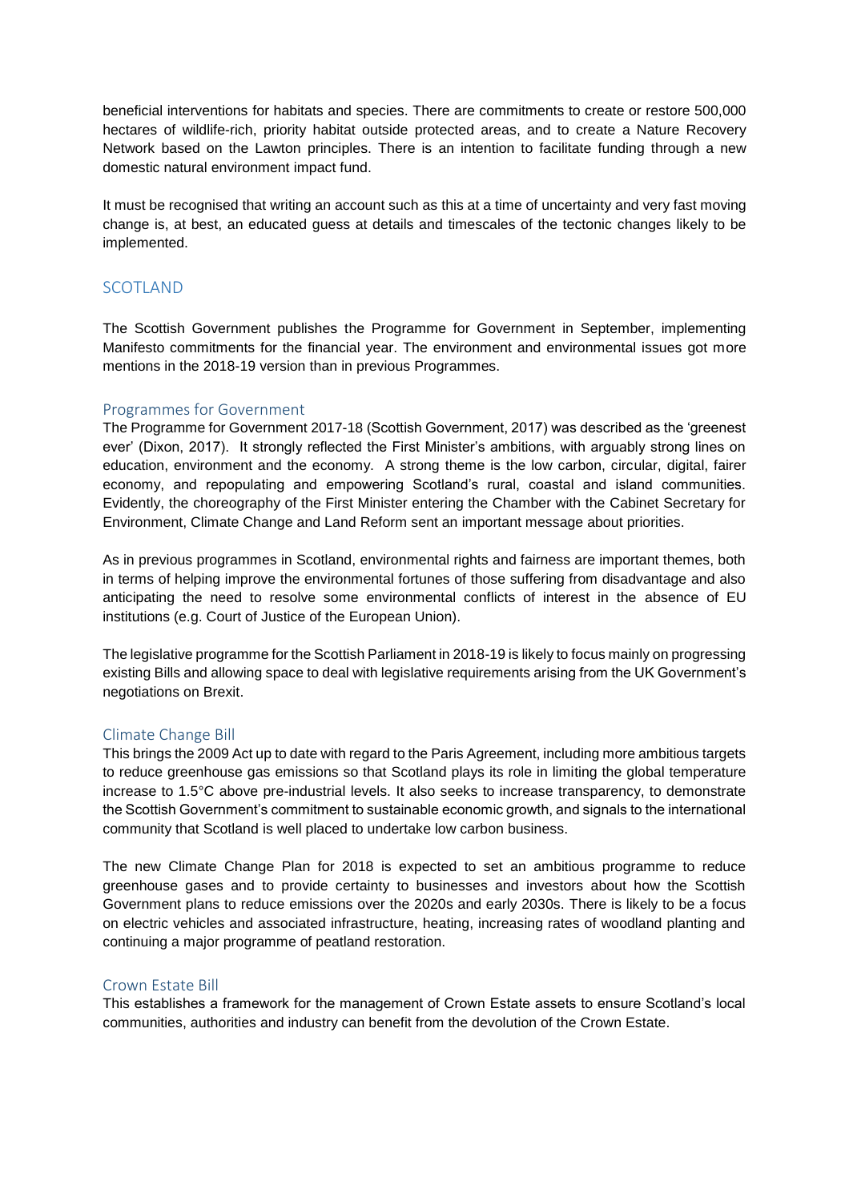beneficial interventions for habitats and species. There are commitments to create or restore 500,000 hectares of wildlife-rich, priority habitat outside protected areas, and to create a Nature Recovery Network based on the Lawton principles. There is an intention to facilitate funding through a new domestic natural environment impact fund.

It must be recognised that writing an account such as this at a time of uncertainty and very fast moving change is, at best, an educated guess at details and timescales of the tectonic changes likely to be implemented.

## SCOTLAND

The Scottish Government publishes the Programme for Government in September, implementing Manifesto commitments for the financial year. The environment and environmental issues got more mentions in the 2018-19 version than in previous Programmes.

### Programmes for Government

The Programme for Government 2017-18 (Scottish Government, 2017) was described as the 'greenest ever' (Dixon, 2017). It strongly reflected the First Minister's ambitions, with arguably strong lines on education, environment and the economy. A strong theme is the low carbon, circular, digital, fairer economy, and repopulating and empowering Scotland's rural, coastal and island communities. Evidently, the choreography of the First Minister entering the Chamber with the Cabinet Secretary for Environment, Climate Change and Land Reform sent an important message about priorities.

As in previous programmes in Scotland, environmental rights and fairness are important themes, both in terms of helping improve the environmental fortunes of those suffering from disadvantage and also anticipating the need to resolve some environmental conflicts of interest in the absence of EU institutions (e.g. Court of Justice of the European Union).

The legislative programme for the Scottish Parliament in 2018-19 is likely to focus mainly on progressing existing Bills and allowing space to deal with legislative requirements arising from the UK Government's negotiations on Brexit.

### Climate Change Bill

This brings the 2009 Act up to date with regard to the Paris Agreement, including more ambitious targets to reduce greenhouse gas emissions so that Scotland plays its role in limiting the global temperature increase to 1.5°C above pre-industrial levels. It also seeks to increase transparency, to demonstrate the Scottish Government's commitment to sustainable economic growth, and signals to the international community that Scotland is well placed to undertake low carbon business.

The new Climate Change Plan for 2018 is expected to set an ambitious programme to reduce greenhouse gases and to provide certainty to businesses and investors about how the Scottish Government plans to reduce emissions over the 2020s and early 2030s. There is likely to be a focus on electric vehicles and associated infrastructure, heating, increasing rates of woodland planting and continuing a major programme of peatland restoration.

### Crown Estate Bill

This establishes a framework for the management of Crown Estate assets to ensure Scotland's local communities, authorities and industry can benefit from the devolution of the Crown Estate.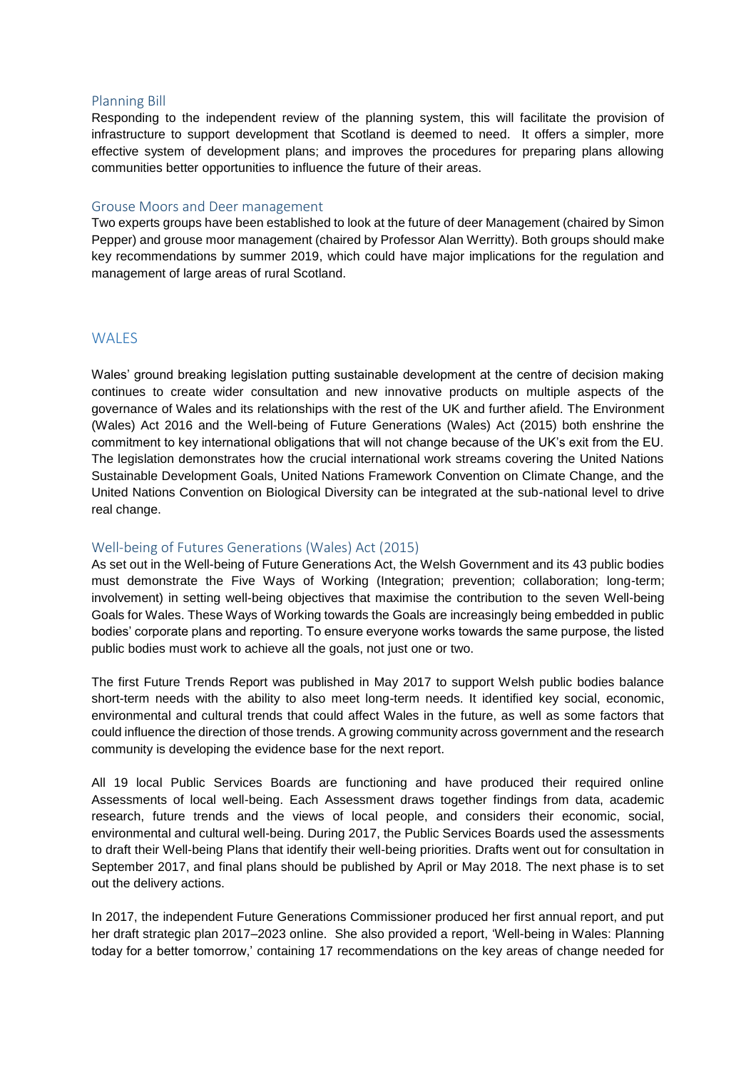### Planning Bill

Responding to the independent review of the planning system, this will facilitate the provision of infrastructure to support development that Scotland is deemed to need. It offers a simpler, more effective system of development plans; and improves the procedures for preparing plans allowing communities better opportunities to influence the future of their areas.

### Grouse Moors and Deer management

Two experts groups have been established to look at the future of deer Management (chaired by Simon Pepper) and grouse moor management (chaired by Professor Alan Werritty). Both groups should make key recommendations by summer 2019, which could have major implications for the regulation and management of large areas of rural Scotland.

## WALES

Wales' ground breaking legislation putting sustainable development at the centre of decision making continues to create wider consultation and new innovative products on multiple aspects of the governance of Wales and its relationships with the rest of the UK and further afield. The Environment (Wales) Act 2016 and the Well-being of Future Generations (Wales) Act (2015) both enshrine the commitment to key international obligations that will not change because of the UK's exit from the EU. The legislation demonstrates how the crucial international work streams covering the United Nations Sustainable Development Goals, United Nations Framework Convention on Climate Change, and the United Nations Convention on Biological Diversity can be integrated at the sub-national level to drive real change.

### Well-being of Futures Generations (Wales) Act (2015)

As set out in the Well-being of Future Generations Act, the Welsh Government and its 43 public bodies must demonstrate the Five Ways of Working (Integration; prevention; collaboration; long-term; involvement) in setting well-being objectives that maximise the contribution to the seven Well-being Goals for Wales. These Ways of Working towards the Goals are increasingly being embedded in public bodies' corporate plans and reporting. To ensure everyone works towards the same purpose, the listed public bodies must work to achieve all the goals, not just one or two.

The first Future Trends Report was published in May 2017 to support Welsh public bodies balance short-term needs with the ability to also meet long-term needs. It identified key social, economic, environmental and cultural trends that could affect Wales in the future, as well as some factors that could influence the direction of those trends. A growing community across government and the research community is developing the evidence base for the next report.

All 19 local Public Services Boards are functioning and have produced their required online Assessments of local well-being. Each Assessment draws together findings from data, academic research, future trends and the views of local people, and considers their economic, social, environmental and cultural well-being. During 2017, the Public Services Boards used the assessments to draft their Well-being Plans that identify their well-being priorities. Drafts went out for consultation in September 2017, and final plans should be published by April or May 2018. The next phase is to set out the delivery actions.

In 2017, the independent Future Generations Commissioner produced her first annual report, and put her draft strategic plan 2017–2023 online. She also provided a report, 'Well-being in Wales: Planning today for a better tomorrow,' containing 17 recommendations on the key areas of change needed for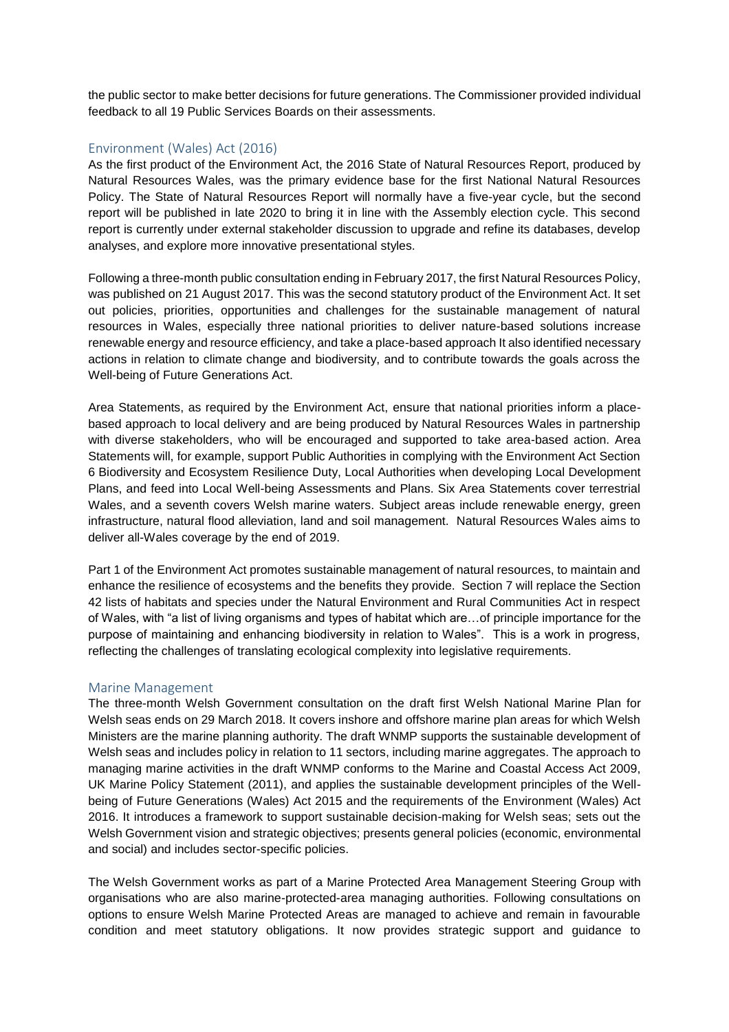the public sector to make better decisions for future generations. The Commissioner provided individual feedback to all 19 Public Services Boards on their assessments.

## Environment (Wales) Act (2016)

As the first product of the Environment Act, the 2016 State of Natural Resources Report, produced by Natural Resources Wales, was the primary evidence base for the first National Natural Resources Policy. The State of Natural Resources Report will normally have a five-year cycle, but the second report will be published in late 2020 to bring it in line with the Assembly election cycle. This second report is currently under external stakeholder discussion to upgrade and refine its databases, develop analyses, and explore more innovative presentational styles.

Following a three-month public consultation ending in February 2017, the first Natural Resources Policy, was published on 21 August 2017. This was the second statutory product of the Environment Act. It set out policies, priorities, opportunities and challenges for the sustainable management of natural resources in Wales, especially three national priorities to deliver nature-based solutions increase renewable energy and resource efficiency, and take a place-based approach It also identified necessary actions in relation to climate change and biodiversity, and to contribute towards the goals across the Well-being of Future Generations Act.

Area Statements, as required by the Environment Act, ensure that national priorities inform a place-based approach to local delivery and are being produced by Natural Resources Wales in partnership with diverse stakeholders, who will be encouraged and supported to take area-based action. Area Statements will, for example, support Public Authorities in complying with the Environment Act Section 6 Biodiversity and Ecosystem Resilience Duty, Local Authorities when developing Local Development Plans, and feed into Local Well-being Assessments and Plans. Six Area Statements cover terrestrial Wales, and a seventh covers Welsh marine waters. Subject areas include renewable energy, green infrastructure, natural flood alleviation, land and soil management. Natural Resources Wales aims to deliver all-Wales coverage by the end of 2019.

Part 1 of the Environment Act promotes sustainable management of natural resources, to maintain and enhance the resilience of ecosystems and the benefits they provide. Section 7 will replace the Section 42 lists of habitats and species under the Natural Environment and Rural Communities Act in respect of Wales, with "a list of living organisms and types of habitat which are…of principle importance for the purpose of maintaining and enhancing biodiversity in relation to Wales". This is a work in progress, reflecting the challenges of translating ecological complexity into legislative requirements.

## Marine Management

The three-month Welsh Government consultation on the draft first Welsh National Marine Plan for Welsh seas ends on 29 March 2018. It covers inshore and offshore marine plan areas for which Welsh Ministers are the marine planning authority. The draft WNMP supports the sustainable development of Welsh seas and includes policy in relation to 11 sectors, including marine aggregates. The approach to managing marine activities in the draft WNMP conforms to the Marine and Coastal Access Act 2009, UK Marine Policy Statement (2011), and applies the sustainable development principles of the Well-being of Future Generations (Wales) Act 2015 and the requirements of the Environment (Wales) Act 2016. It introduces a framework to support sustainable decision-making for Welsh seas; sets out the Welsh Government vision and strategic objectives; presents general policies (economic, environmental and social) and includes sector-specific policies.

The Welsh Government works as part of a Marine Protected Area Management Steering Group with organisations who are also marine-protected-area managing authorities. Following consultations on options to ensure Welsh Marine Protected Areas are managed to achieve and remain in favourable condition and meet statutory obligations. It now provides strategic support and guidance to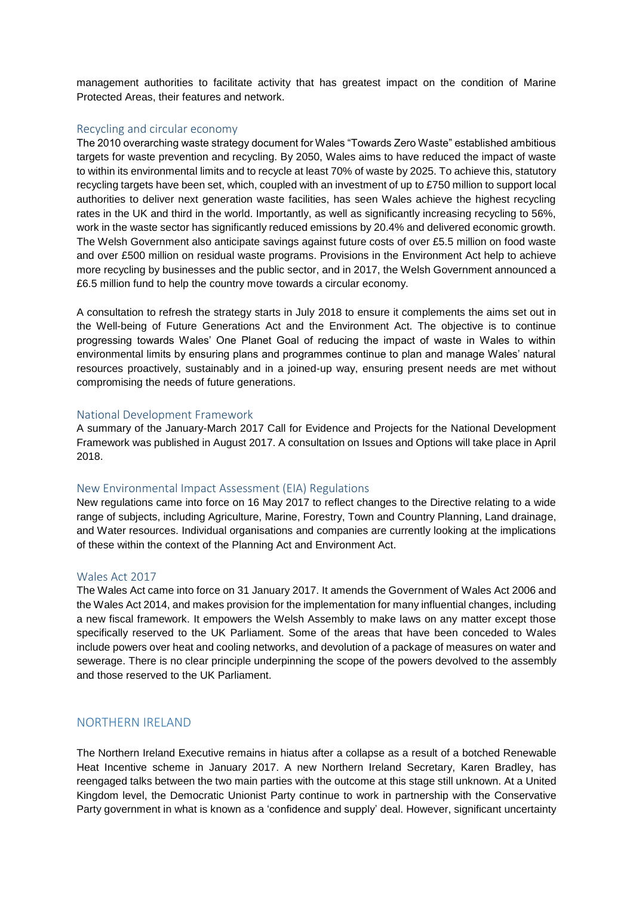management authorities to facilitate activity that has greatest impact on the condition of Marine Protected Areas, their features and network.

### Recycling and circular economy

The 2010 overarching waste strategy document for Wales "Towards Zero Waste" established ambitious targets for waste prevention and recycling. By 2050, Wales aims to have reduced the impact of waste to within its environmental limits and to recycle at least 70% of waste by 2025. To achieve this, statutory recycling targets have been set, which, coupled with an investment of up to £750 million to support local authorities to deliver next generation waste facilities, has seen Wales achieve the highest recycling rates in the UK and third in the world. Importantly, as well as significantly increasing recycling to 56%, work in the waste sector has significantly reduced emissions by 20.4% and delivered economic growth. The Welsh Government also anticipate savings against future costs of over £5.5 million on food waste and over £500 million on residual waste programs. Provisions in the Environment Act help to achieve more recycling by businesses and the public sector, and in 2017, the Welsh Government announced a £6.5 million fund to help the country move towards a circular economy.

A consultation to refresh the strategy starts in July 2018 to ensure it complements the aims set out in the Well-being of Future Generations Act and the Environment Act. The objective is to continue progressing towards Wales' One Planet Goal of reducing the impact of waste in Wales to within environmental limits by ensuring plans and programmes continue to plan and manage Wales' natural resources proactively, sustainably and in a joined-up way, ensuring present needs are met without compromising the needs of future generations.

### National Development Framework

A summary of the January-March 2017 Call for Evidence and Projects for the National Development Framework was published in August 2017. A consultation on Issues and Options will take place in April 2018.

### New Environmental Impact Assessment (EIA) Regulations

New regulations came into force on 16 May 2017 to reflect changes to the Directive relating to a wide range of subjects, including Agriculture, Marine, Forestry, Town and Country Planning, Land drainage, and Water resources. Individual organisations and companies are currently looking at the implications of these within the context of the Planning Act and Environment Act.

### Wales Act 2017

The Wales Act came into force on 31 January 2017. It amends the Government of Wales Act 2006 and the Wales Act 2014, and makes provision for the implementation for many influential changes, including a new fiscal framework. It empowers the Welsh Assembly to make laws on any matter except those specifically reserved to the UK Parliament. Some of the areas that have been conceded to Wales include powers over heat and cooling networks, and devolution of a package of measures on water and sewerage. There is no clear principle underpinning the scope of the powers devolved to the assembly and those reserved to the UK Parliament.

## NORTHERN IRELAND

The Northern Ireland Executive remains in hiatus after a collapse as a result of a botched Renewable Heat Incentive scheme in January 2017. A new Northern Ireland Secretary, Karen Bradley, has reengaged talks between the two main parties with the outcome at this stage still unknown. At a United Kingdom level, the Democratic Unionist Party continue to work in partnership with the Conservative Party government in what is known as a 'confidence and supply' deal. However, significant uncertainty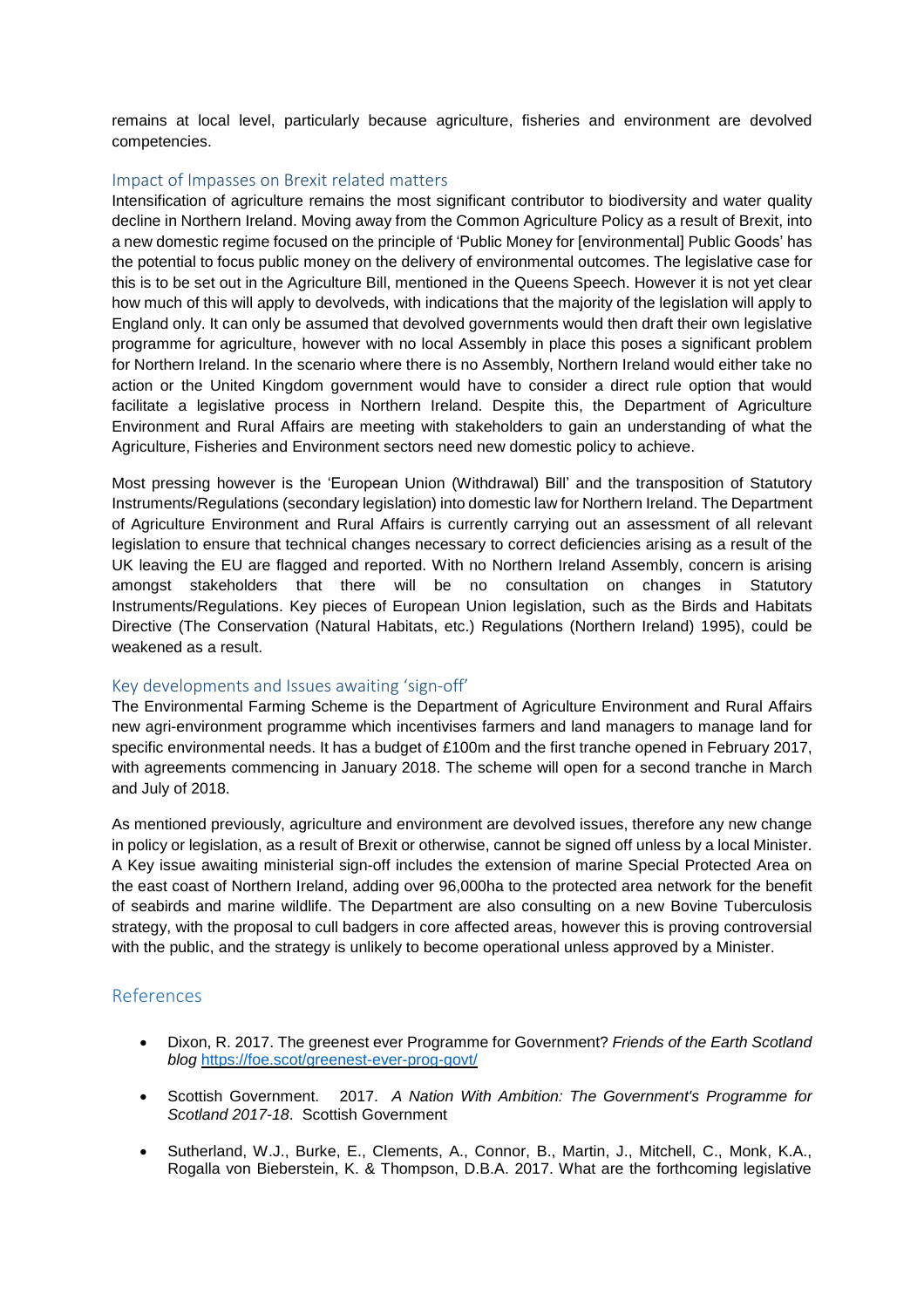remains at local level, particularly because agriculture, fisheries and environment are devolved competencies.

### Impact of Impasses on Brexit related matters

Intensification of agriculture remains the most significant contributor to biodiversity and water quality decline in Northern Ireland. Moving away from the Common Agriculture Policy as a result of Brexit, into a new domestic regime focused on the principle of 'Public Money for [environmental] Public Goods' has the potential to focus public money on the delivery of environmental outcomes. The legislative case for this is to be set out in the Agriculture Bill, mentioned in the Queens Speech. However it is not yet clear how much of this will apply to devolveds, with indications that the majority of the legislation will apply to England only. It can only be assumed that devolved governments would then draft their own legislative programme for agriculture, however with no local Assembly in place this poses a significant problem for Northern Ireland. In the scenario where there is no Assembly, Northern Ireland would either take no action or the United Kingdom government would have to consider a direct rule option that would facilitate a legislative process in Northern Ireland. Despite this, the Department of Agriculture Environment and Rural Affairs are meeting with stakeholders to gain an understanding of what the Agriculture, Fisheries and Environment sectors need new domestic policy to achieve.

Most pressing however is the 'European Union (Withdrawal) Bill' and the transposition of Statutory Instruments/Regulations (secondary legislation) into domestic law for Northern Ireland. The Department of Agriculture Environment and Rural Affairs is currently carrying out an assessment of all relevant legislation to ensure that technical changes necessary to correct deficiencies arising as a result of the UK leaving the EU are flagged and reported. With no Northern Ireland Assembly, concern is arising amongst stakeholders that there will be no consultation on changes in Statutory Instruments/Regulations. Key pieces of European Union legislation, such as the Birds and Habitats Directive (The Conservation (Natural Habitats, etc.) Regulations (Northern Ireland) 1995), could be weakened as a result.

### Key developments and Issues awaiting 'sign-off'

The Environmental Farming Scheme is the Department of Agriculture Environment and Rural Affairs new agri-environment programme which incentivises farmers and land managers to manage land for specific environmental needs. It has a budget of £100m and the first tranche opened in February 2017, with agreements commencing in January 2018. The scheme will open for a second tranche in March and July of 2018.

As mentioned previously, agriculture and environment are devolved issues, therefore any new change in policy or legislation, as a result of Brexit or otherwise, cannot be signed off unless by a local Minister. A Key issue awaiting ministerial sign-off includes the extension of marine Special Protected Area on the east coast of Northern Ireland, adding over 96,000ha to the protected area network for the benefit of seabirds and marine wildlife. The Department are also consulting on a new Bovine Tuberculosis strategy, with the proposal to cull badgers in core affected areas, however this is proving controversial with the public, and the strategy is unlikely to become operational unless approved by a Minister.

## References

- Dixon, R. 2017. The greenest ever Programme for Government? *Friends of the Earth Scotland blog* https://foe.scot/greenest-ever-prog-govt/
- Scottish Government. 2017. *A Nation With Ambition: The Government's Programme for Scotland 2017-18*. Scottish Government
- Sutherland, W.J., Burke, E., Clements, A., Connor, B., Martin, J., Mitchell, C., Monk, K.A., Rogalla von Bieberstein, K. & Thompson, D.B.A. 2017. What are the forthcoming legislative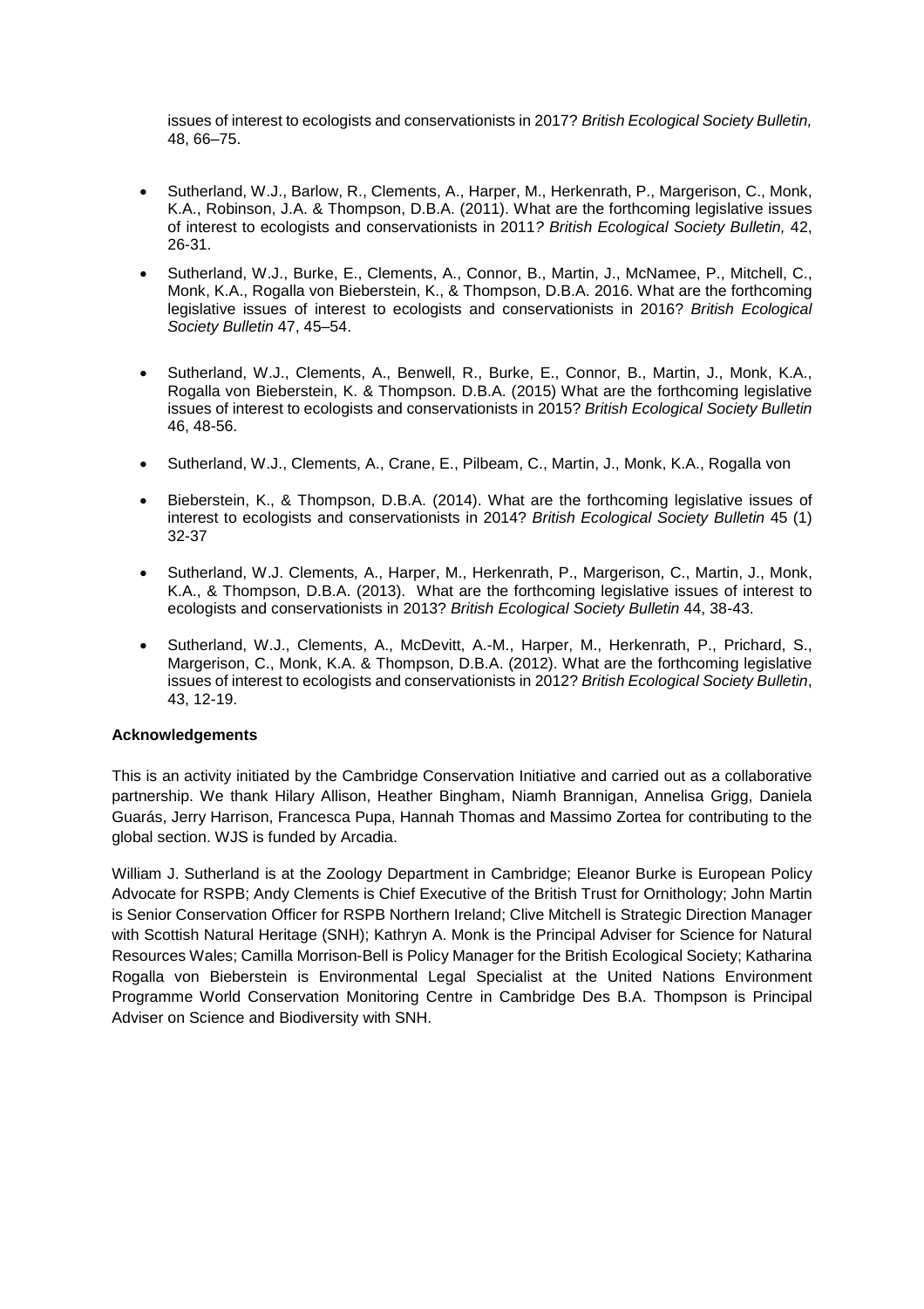issues of interest to ecologists and conservationists in 2017? *British Ecological Society Bulletin,* 48, 66–75.

- Sutherland, W.J., Barlow, R., Clements, A., Harper, M., Herkenrath, P., Margerison, C., Monk, K.A., Robinson, J.A. & Thompson, D.B.A. (2011). What are the forthcoming legislative issues of interest to ecologists and conservationists in 2011*? British Ecological Society Bulletin,* 42, 26-31.

- Sutherland, W.J., Burke, E., Clements, A., Connor, B., Martin, J., McNamee, P., Mitchell, C., Monk, K.A., Rogalla von Bieberstein, K., & Thompson, D.B.A. 2016. What are the forthcoming legislative issues of interest to ecologists and conservationists in 2016? *British Ecological Society Bulletin* 47, 45–54.

- Sutherland, W.J., Clements, A., Benwell, R., Burke, E., Connor, B., Martin, J., Monk, K.A., Rogalla von Bieberstein, K. & Thompson. D.B.A. (2015) What are the forthcoming legislative issues of interest to ecologists and conservationists in 2015? *British Ecological Society Bulletin* 46, 48-56.

- Sutherland, W.J., Clements, A., Crane, E., Pilbeam, C., Martin, J., Monk, K.A., Rogalla von

- Bieberstein, K., & Thompson, D.B.A. (2014). What are the forthcoming legislative issues of interest to ecologists and conservationists in 2014? *British Ecological Society Bulletin* 45 (1) 32-37

- Sutherland, W.J. Clements*,* A., Harper, M., Herkenrath, P., Margerison, C., Martin, J., Monk, K.A., & Thompson, D.B.A. (2013). What are the forthcoming legislative issues of interest to ecologists and conservationists in 2013? *British Ecological Society Bulletin* 44, 38-43.

- Sutherland, W.J., Clements, A., McDevitt, A.-M., Harper, M., Herkenrath, P., Prichard, S., Margerison, C., Monk, K.A. & Thompson, D.B.A. (2012). What are the forthcoming legislative issues of interest to ecologists and conservationists in 2012? *British Ecological Society Bulletin*, 43, 12-19.

**Acknowledgements**

This is an activity initiated by the Cambridge Conservation Initiative and carried out as a collaborative partnership. We thank Hilary Allison, Heather Bingham, Niamh Brannigan, Annelisa Grigg, Daniela Guarás, Jerry Harrison, Francesca Pupa, Hannah Thomas and Massimo Zortea for contributing to the global section. WJS is funded by Arcadia.

William J. Sutherland is at the Zoology Department in Cambridge; Eleanor Burke is European Policy Advocate for RSPB; Andy Clements is Chief Executive of the British Trust for Ornithology; John Martin is Senior Conservation Officer for RSPB Northern Ireland; Clive Mitchell is Strategic Direction Manager with Scottish Natural Heritage (SNH); Kathryn A. Monk is the Principal Adviser for Science for Natural Resources Wales; Camilla Morrison-Bell is Policy Manager for the British Ecological Society; Katharina Rogalla von Bieberstein is Environmental Legal Specialist at the United Nations Environment Programme World Conservation Monitoring Centre in Cambridge Des B.A. Thompson is Principal Adviser on Science and Biodiversity with SNH.